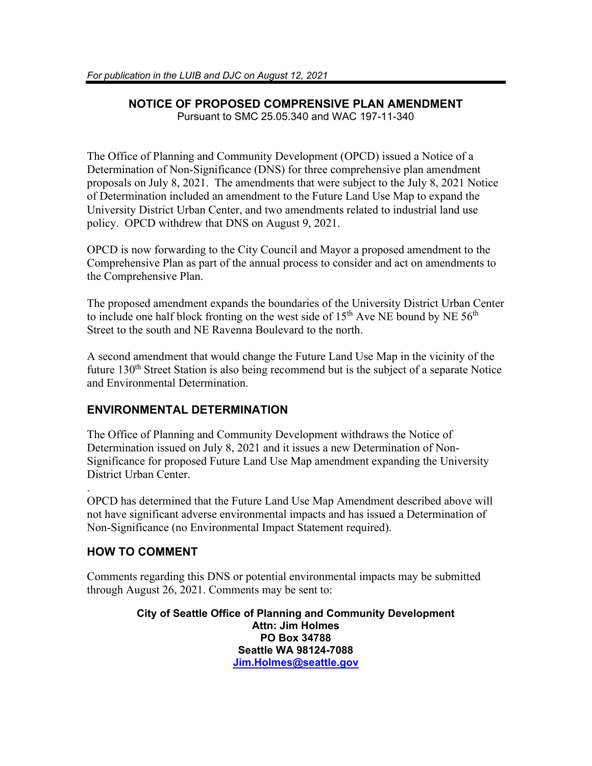*For publication in the LUIB and DJC on August 12, 2021*

# NOTICE OF PROPOSED COMPRENSIVE PLAN AMENDMENT

Pursuant to SMC 25.05.340 and WAC 197-11-340

The Office of Planning and Community Development (OPCD) issued a Notice of a Determination of Non-Significance (DNS) for three comprehensive plan amendment proposals on July 8, 2021. The amendments that were subject to the July 8, 2021 Notice of Determination included an amendment to the Future Land Use Map to expand the University District Urban Center, and two amendments related to industrial land use policy. OPCD withdrew that DNS on August 9, 2021.

OPCD is now forwarding to the City Council and Mayor a proposed amendment to the Comprehensive Plan as part of the annual process to consider and act on amendments to the Comprehensive Plan.

The proposed amendment expands the boundaries of the University District Urban Center to include one half block fronting on the west side of 15th Ave NE bound by NE 56th Street to the south and NE Ravenna Boulevard to the north.

A second amendment that would change the Future Land Use Map in the vicinity of the future 130th Street Station is also being recommend but is the subject of a separate Notice and Environmental Determination.

## ENVIRONMENTAL DETERMINATION

The Office of Planning and Community Development withdraws the Notice of Determination issued on July 8, 2021 and it issues a new Determination of Non-Significance for proposed Future Land Use Map amendment expanding the University District Urban Center.

.
OPCD has determined that the Future Land Use Map Amendment described above will not have significant adverse environmental impacts and has issued a Determination of Non-Significance (no Environmental Impact Statement required).

## HOW TO COMMENT

Comments regarding this DNS or potential environmental impacts may be submitted through August 26, 2021. Comments may be sent to:

**City of Seattle Office of Planning and Community Development**
**Attn: Jim Holmes**
**PO Box 34788**
**Seattle WA 98124-7088**
**Jim.Holmes@seattle.gov**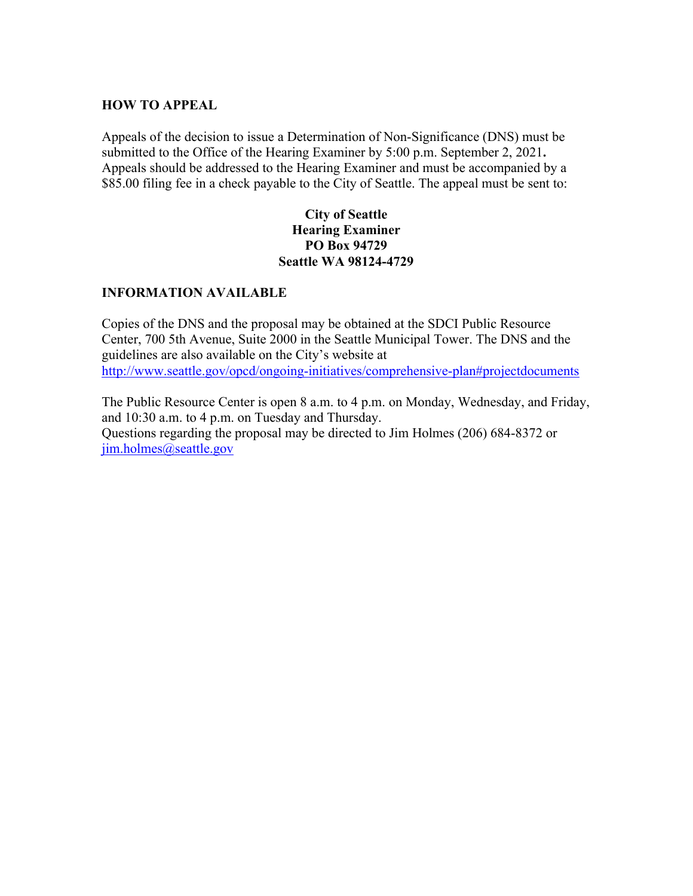**HOW TO APPEAL**

Appeals of the decision to issue a Determination of Non-Significance (DNS) must be submitted to the Office of the Hearing Examiner by 5:00 p.m. September 2, 2021**.** Appeals should be addressed to the Hearing Examiner and must be accompanied by a $85.00 filing fee in a check payable to the City of Seattle. The appeal must be sent to:

**City of Seattle**
**Hearing Examiner**
**PO Box 94729**
**Seattle WA 98124-4729**

**INFORMATION AVAILABLE**

Copies of the DNS and the proposal may be obtained at the SDCI Public Resource Center, 700 5th Avenue, Suite 2000 in the Seattle Municipal Tower. The DNS and the guidelines are also available on the City's website at http://www.seattle.gov/opcd/ongoing-initiatives/comprehensive-plan#projectdocuments

The Public Resource Center is open 8 a.m. to 4 p.m. on Monday, Wednesday, and Friday, and 10:30 a.m. to 4 p.m. on Tuesday and Thursday.
Questions regarding the proposal may be directed to Jim Holmes (206) 684-8372 or jim.holmes@seattle.gov